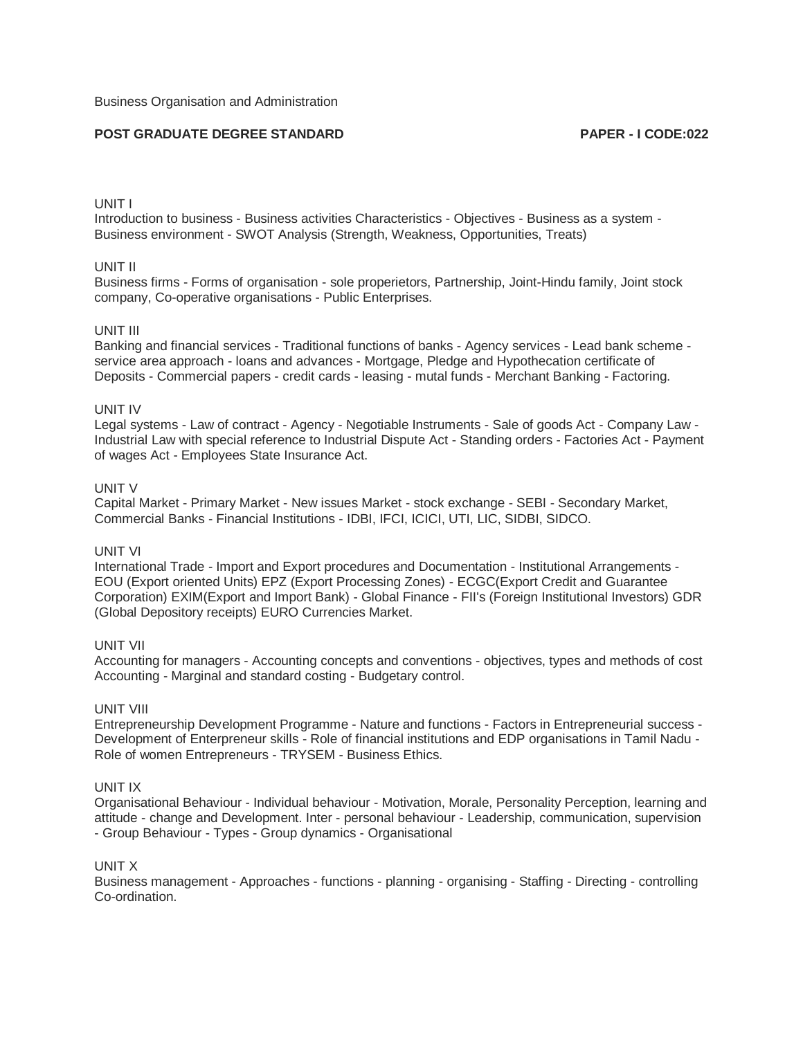Business Organisation and Administration

**POST GRADUATE DEGREE STANDARD** **PAPER - I CODE:022**

UNIT I

Introduction to business - Business activities Characteristics - Objectives - Business as a system - Business environment - SWOT Analysis (Strength, Weakness, Opportunities, Treats)

UNIT II

Business firms - Forms of organisation - sole properietors, Partnership, Joint-Hindu family, Joint stock company, Co-operative organisations - Public Enterprises.

UNIT III

Banking and financial services - Traditional functions of banks - Agency services - Lead bank scheme - service area approach - loans and advances - Mortgage, Pledge and Hypothecation certificate of Deposits - Commercial papers - credit cards - leasing - mutal funds - Merchant Banking - Factoring.

UNIT IV

Legal systems - Law of contract - Agency - Negotiable Instruments - Sale of goods Act - Company Law - Industrial Law with special reference to Industrial Dispute Act - Standing orders - Factories Act - Payment of wages Act - Employees State Insurance Act.

UNIT V

Capital Market - Primary Market - New issues Market - stock exchange - SEBI - Secondary Market, Commercial Banks - Financial Institutions - IDBI, IFCI, ICICI, UTI, LIC, SIDBI, SIDCO.

UNIT VI

International Trade - Import and Export procedures and Documentation - Institutional Arrangements - EOU (Export oriented Units) EPZ (Export Processing Zones) - ECGC(Export Credit and Guarantee Corporation) EXIM(Export and Import Bank) - Global Finance - FII's (Foreign Institutional Investors) GDR (Global Depository receipts) EURO Currencies Market.

UNIT VII

Accounting for managers - Accounting concepts and conventions - objectives, types and methods of cost Accounting - Marginal and standard costing - Budgetary control.

UNIT VIII

Entrepreneurship Development Programme - Nature and functions - Factors in Entrepreneurial success - Development of Enterpreneur skills - Role of financial institutions and EDP organisations in Tamil Nadu - Role of women Entrepreneurs - TRYSEM - Business Ethics.

UNIT IX

Organisational Behaviour - Individual behaviour - Motivation, Morale, Personality Perception, learning and attitude - change and Development. Inter - personal behaviour - Leadership, communication, supervision - Group Behaviour - Types - Group dynamics - Organisational

UNIT X

Business management - Approaches - functions - planning - organising - Staffing - Directing - controlling Co-ordination.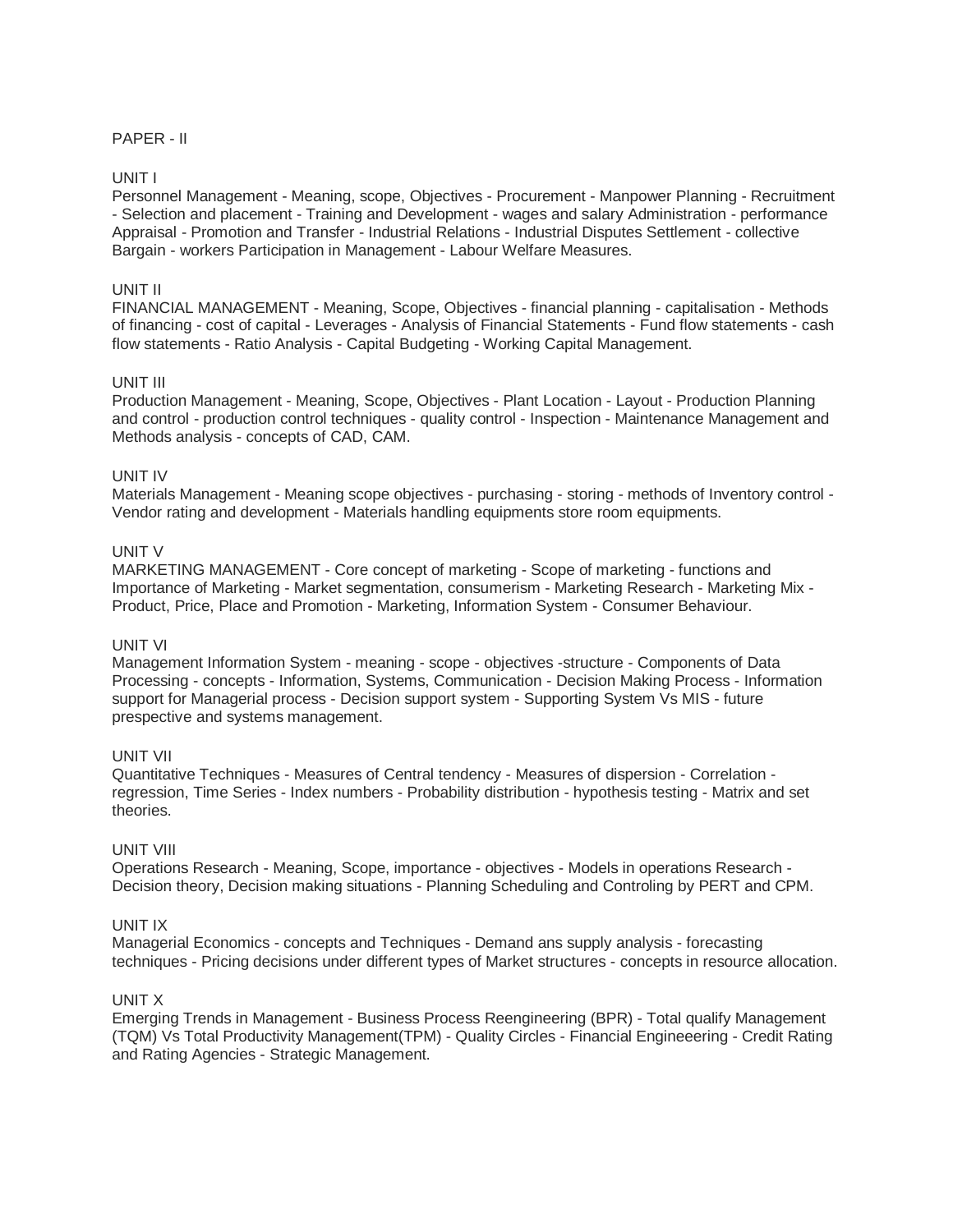PAPER - II

UNIT I

Personnel Management - Meaning, scope, Objectives - Procurement - Manpower Planning - Recruitment - Selection and placement - Training and Development - wages and salary Administration - performance Appraisal - Promotion and Transfer - Industrial Relations - Industrial Disputes Settlement - collective Bargain - workers Participation in Management - Labour Welfare Measures.

UNIT II

FINANCIAL MANAGEMENT - Meaning, Scope, Objectives - financial planning - capitalisation - Methods of financing - cost of capital - Leverages - Analysis of Financial Statements - Fund flow statements - cash flow statements - Ratio Analysis - Capital Budgeting - Working Capital Management.

UNIT III

Production Management - Meaning, Scope, Objectives - Plant Location - Layout - Production Planning and control - production control techniques - quality control - Inspection - Maintenance Management and Methods analysis - concepts of CAD, CAM.

UNIT IV

Materials Management - Meaning scope objectives - purchasing - storing - methods of Inventory control - Vendor rating and development - Materials handling equipments store room equipments.

UNIT V

MARKETING MANAGEMENT - Core concept of marketing - Scope of marketing - functions and Importance of Marketing - Market segmentation, consumerism - Marketing Research - Marketing Mix - Product, Price, Place and Promotion - Marketing, Information System - Consumer Behaviour.

UNIT VI

Management Information System - meaning - scope - objectives -structure - Components of Data Processing - concepts - Information, Systems, Communication - Decision Making Process - Information support for Managerial process - Decision support system - Supporting System Vs MIS - future prespective and systems management.

UNIT VII

Quantitative Techniques - Measures of Central tendency - Measures of dispersion - Correlation - regression, Time Series - Index numbers - Probability distribution - hypothesis testing - Matrix and set theories.

UNIT VIII

Operations Research - Meaning, Scope, importance - objectives - Models in operations Research - Decision theory, Decision making situations - Planning Scheduling and Controling by PERT and CPM.

UNIT IX

Managerial Economics - concepts and Techniques - Demand ans supply analysis - forecasting techniques - Pricing decisions under different types of Market structures - concepts in resource allocation.

UNIT X

Emerging Trends in Management - Business Process Reengineering (BPR) - Total qualify Management (TQM) Vs Total Productivity Management(TPM) - Quality Circles - Financial Engineeering - Credit Rating and Rating Agencies - Strategic Management.